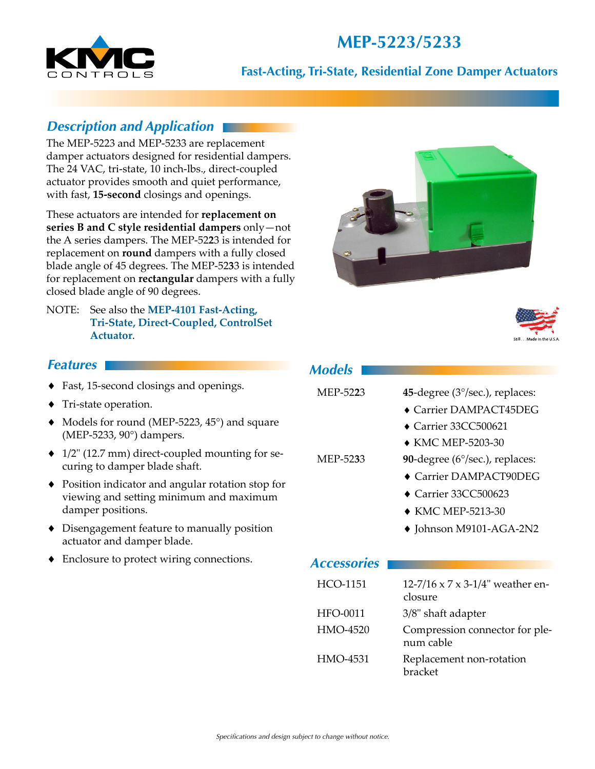# MEP-5223/5233

## Fast-Acting, Tri-State, Residential Zone Damper Actuators

## Description and Application

The MEP-5223 and MEP-5233 are replacement damper actuators designed for residential dampers. The 24 VAC, tri-state, 10 inch-lbs., direct-coupled actuator provides smooth and quiet performance, with fast, **15-second** closings and openings.

These actuators are intended for **replacement on series B and C style residential dampers** only—not the A series dampers. The MEP-52**2**3 is intended for replacement on **round** dampers with a fully closed blade angle of 45 degrees. The MEP-52**3**3 is intended for replacement on **rectangular** dampers with a fully closed blade angle of 90 degrees.

NOTE: See also the **MEP-4101 Fast-Acting, Tri-State, Direct-Coupled, ControlSet Actuator**.

Still . . . Made in the U.S.A.

## Features

- Fast, 15-second closings and openings.
- Tri-state operation.
- Models for round (MEP-5223, 45°) and square (MEP-5233, 90°) dampers.
- 1/2" (12.7 mm) direct-coupled mounting for securing to damper blade shaft.
- Position indicator and angular rotation stop for viewing and setting minimum and maximum damper positions.
- Disengagement feature to manually position actuator and damper blade.
- Enclosure to protect wiring connections.

## Models

| | |
|---|---|
| MEP-52**2**3 | **45**-degree (3°/sec.), replaces:<br>♦ Carrier DAMPACT45DEG<br>♦ Carrier 33CC500621<br>♦ KMC MEP-5203-30 |
| MEP-52**3**3 | **90**-degree (6°/sec.), replaces:<br>♦ Carrier DAMPACT90DEG<br>♦ Carrier 33CC500623<br>♦ KMC MEP-5213-30<br>♦ Johnson M9101-AGA-2N2 |

## Accessories

| | |
|---|---|
| HCO-1151 | 12-7/16 x 7 x 3-1/4" weather enclosure |
| HFO-0011 | 3/8" shaft adapter |
| HMO-4520 | Compression connector for plenum cable |
| HMO-4531 | Replacement non-rotation bracket |

*Specifications and design subject to change without notice.*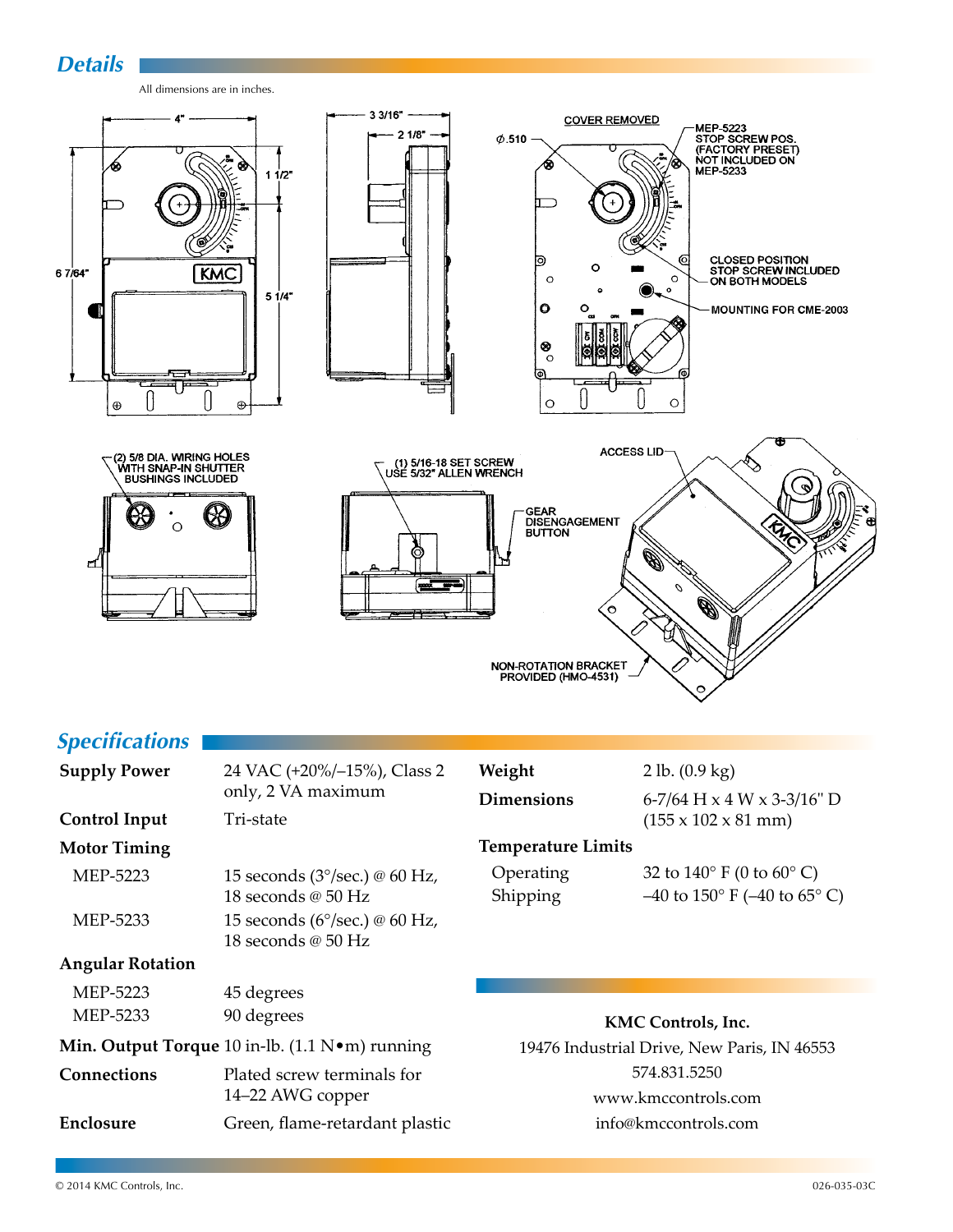## Details

All dimensions are in inches.

4"

3 3/16"

2 1/8"

1 1/2"

6 7/64"

5 1/4"

Ø.510

COVER REMOVED

MEP-5223 STOP SCREW POS. (FACTORY PRESET) NOT INCLUDED ON MEP-5233

CLOSED POSITION STOP SCREW INCLUDED ON BOTH MODELS

MOUNTING FOR CME-2003

(2) 5/8 DIA. WIRING HOLES WITH SNAP-IN SHUTTER BUSHINGS INCLUDED

(1) 5/16-18 SET SCREW USE 5/32" ALLEN WRENCH

ACCESS LID

GEAR DISENGAGEMENT BUTTON

NON-ROTATION BRACKET PROVIDED (HMO-4531)

## Specifications

| | |
|---|---|
| **Supply Power** | 24 VAC (+20%/–15%), Class 2 only, 2 VA maximum |
| **Control Input** | Tri-state |
| **Motor Timing** | |
| MEP-5223 | 15 seconds (3°/sec.) @ 60 Hz, 18 seconds @ 50 Hz |
| MEP-5233 | 15 seconds (6°/sec.) @ 60 Hz, 18 seconds @ 50 Hz |
| **Angular Rotation** | |
| MEP-5223 | 45 degrees |
| MEP-5233 | 90 degrees |
| **Min. Output Torque** | 10 in-lb. (1.1 N•m) running |
| **Connections** | Plated screw terminals for 14–22 AWG copper |
| **Enclosure** | Green, flame-retardant plastic |
| **Weight** | 2 lb. (0.9 kg) |
| **Dimensions** | 6-7/64 H x 4 W x 3-3/16" D (155 x 102 x 81 mm) |
| **Temperature Limits** | |
| Operating | 32 to 140° F (0 to 60° C) |
| Shipping | –40 to 150° F (–40 to 65° C) |

**KMC Controls, Inc.**
19476 Industrial Drive, New Paris, IN 46553
574.831.5250
www.kmccontrols.com
info@kmccontrols.com

© 2014 KMC Controls, Inc.

026-035-03C